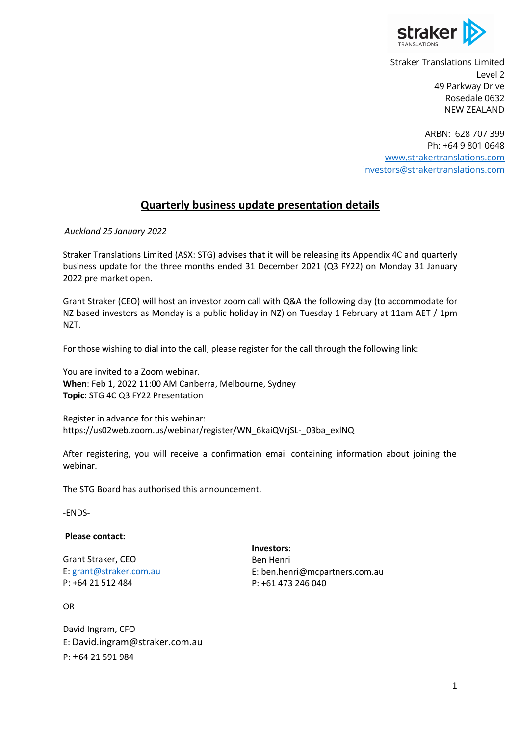Straker Translations Limited
Level 2
49 Parkway Drive
Rosedale 0632
NEW ZEALAND

ARBN: 628 707 399
Ph: +64 9 801 0648
www.strakertranslations.com
investors@strakertranslations.com

# Quarterly business update presentation details

*Auckland 25 January 2022*

Straker Translations Limited (ASX: STG) advises that it will be releasing its Appendix 4C and quarterly business update for the three months ended 31 December 2021 (Q3 FY22) on Monday 31 January 2022 pre market open.

Grant Straker (CEO) will host an investor zoom call with Q&A the following day (to accommodate for NZ based investors as Monday is a public holiday in NZ) on Tuesday 1 February at 11am AET / 1pm NZT.

For those wishing to dial into the call, please register for the call through the following link:

You are invited to a Zoom webinar.
**When**: Feb 1, 2022 11:00 AM Canberra, Melbourne, Sydney
**Topic**: STG 4C Q3 FY22 Presentation

Register in advance for this webinar:
https://us02web.zoom.us/webinar/register/WN_6kaiQVrjSL-_03ba_exlNQ

After registering, you will receive a confirmation email containing information about joining the webinar.

The STG Board has authorised this announcement.

-ENDS-

**Please contact:**

Grant Straker, CEO
E: grant@straker.com.au
P: +64 21 512 484

OR

David Ingram, CFO
E: David.ingram@straker.com.au
P: +64 21 591 984

**Investors:**
Ben Henri
E: ben.henri@mcpartners.com.au
P: +61 473 246 040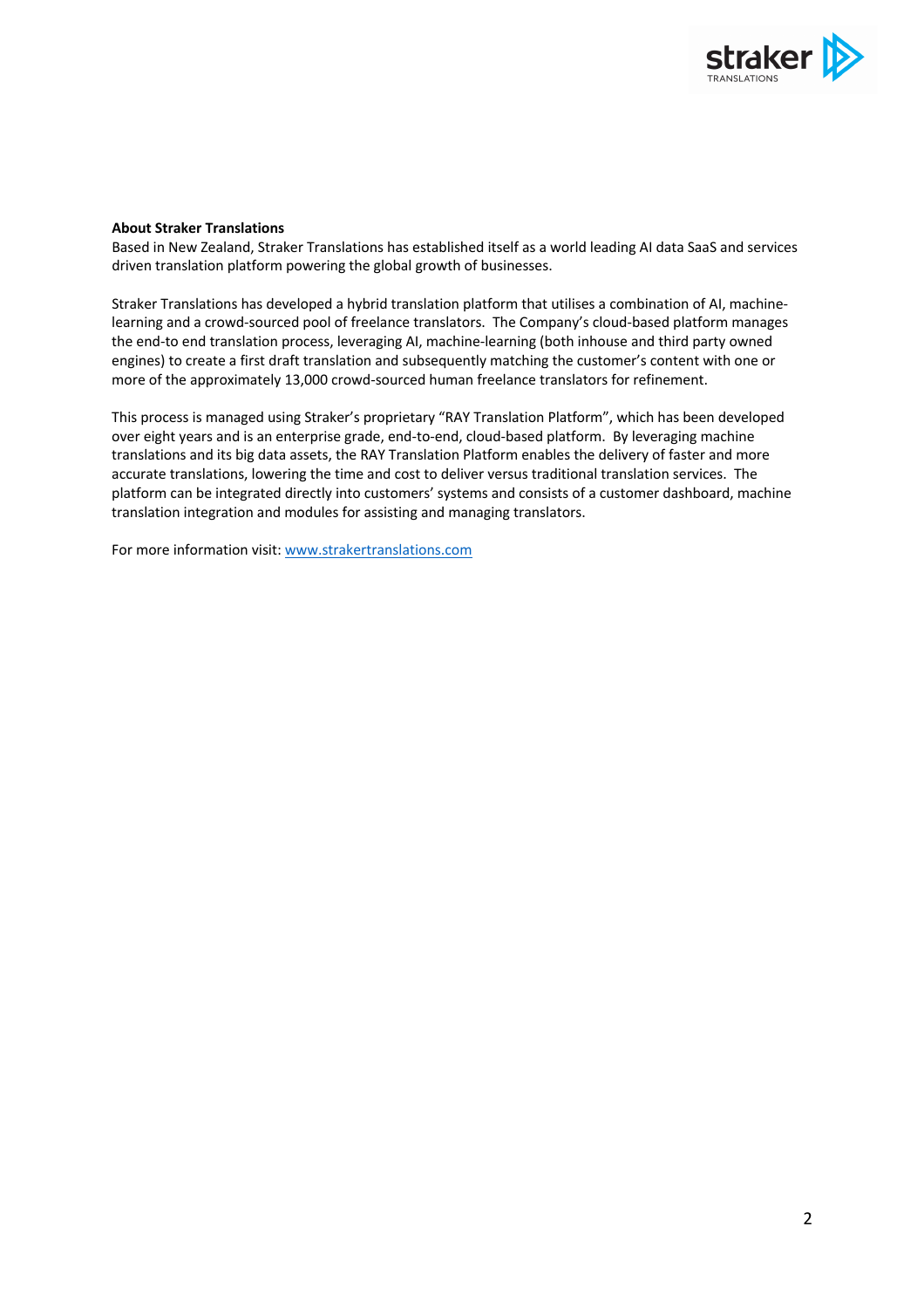**About Straker Translations**

Based in New Zealand, Straker Translations has established itself as a world leading AI data SaaS and services driven translation platform powering the global growth of businesses.

Straker Translations has developed a hybrid translation platform that utilises a combination of AI, machine-learning and a crowd-sourced pool of freelance translators. The Company's cloud-based platform manages the end-to end translation process, leveraging AI, machine-learning (both inhouse and third party owned engines) to create a first draft translation and subsequently matching the customer's content with one or more of the approximately 13,000 crowd-sourced human freelance translators for refinement.

This process is managed using Straker's proprietary "RAY Translation Platform", which has been developed over eight years and is an enterprise grade, end-to-end, cloud-based platform. By leveraging machine translations and its big data assets, the RAY Translation Platform enables the delivery of faster and more accurate translations, lowering the time and cost to deliver versus traditional translation services. The platform can be integrated directly into customers' systems and consists of a customer dashboard, machine translation integration and modules for assisting and managing translators.

For more information visit: [www.strakertranslations.com](http://www.strakertranslations.com)